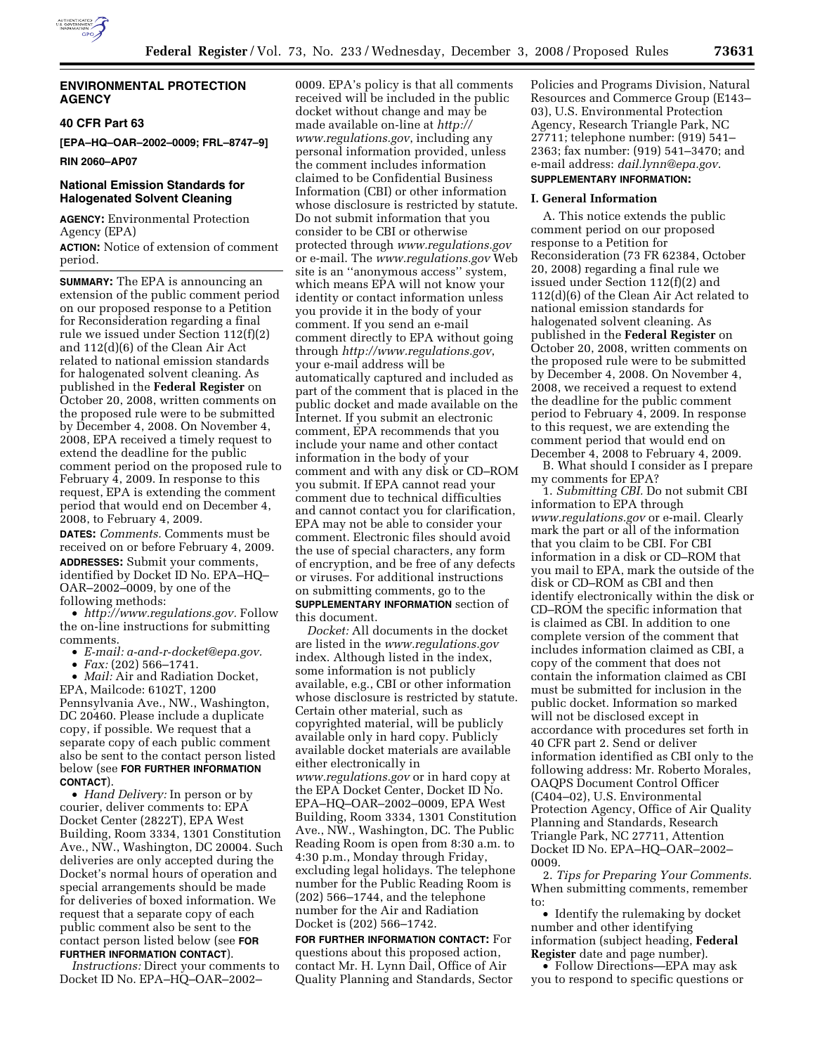## ENVIRONMENTAL PROTECTION AGENCY

### 40 CFR Part 63

**[EPA–HQ–OAR–2002–0009; FRL–8747–9]**

**RIN 2060–AP07**

### National Emission Standards for Halogenated Solvent Cleaning

**AGENCY:** Environmental Protection Agency (EPA)

**ACTION:** Notice of extension of comment period.

**SUMMARY:** The EPA is announcing an extension of the public comment period on our proposed response to a Petition for Reconsideration regarding a final rule we issued under Section 112(f)(2) and 112(d)(6) of the Clean Air Act related to national emission standards for halogenated solvent cleaning. As published in the **Federal Register** on October 20, 2008, written comments on the proposed rule were to be submitted by December 4, 2008. On November 4, 2008, EPA received a timely request to extend the deadline for the public comment period on the proposed rule to February 4, 2009. In response to this request, EPA is extending the comment period that would end on December 4, 2008, to February 4, 2009.

**DATES:** *Comments.* Comments must be received on or before February 4, 2009.

**ADDRESSES:** Submit your comments, identified by Docket ID No. EPA–HQ–OAR–2002–0009, by one of the following methods:

- *http://www.regulations.gov.* Follow the on-line instructions for submitting comments.
- *E-mail: a-and-r-docket@epa.gov.*
- *Fax:* (202) 566–1741.
- *Mail:* Air and Radiation Docket, EPA, Mailcode: 6102T, 1200 Pennsylvania Ave., NW., Washington, DC 20460. Please include a duplicate copy, if possible. We request that a separate copy of each public comment also be sent to the contact person listed below (see **FOR FURTHER INFORMATION CONTACT**).
- *Hand Delivery:* In person or by courier, deliver comments to: EPA Docket Center (2822T), EPA West Building, Room 3334, 1301 Constitution Ave., NW., Washington, DC 20004. Such deliveries are only accepted during the Docket's normal hours of operation and special arrangements should be made for deliveries of boxed information. We request that a separate copy of each public comment also be sent to the contact person listed below (see **FOR FURTHER INFORMATION CONTACT**).

*Instructions:* Direct your comments to Docket ID No. EPA–HQ–OAR–2002–0009. EPA's policy is that all comments received will be included in the public docket without change and may be made available on-line at *http://www.regulations.gov*, including any personal information provided, unless the comment includes information claimed to be Confidential Business Information (CBI) or other information whose disclosure is restricted by statute. Do not submit information that you consider to be CBI or otherwise protected through *www.regulations.gov* or e-mail. The *www.regulations.gov* Web site is an ''anonymous access'' system, which means EPA will not know your identity or contact information unless you provide it in the body of your comment. If you send an e-mail comment directly to EPA without going through *http://www.regulations.gov*, your e-mail address will be automatically captured and included as part of the comment that is placed in the public docket and made available on the Internet. If you submit an electronic comment, EPA recommends that you include your name and other contact information in the body of your comment and with any disk or CD–ROM you submit. If EPA cannot read your comment due to technical difficulties and cannot contact you for clarification, EPA may not be able to consider your comment. Electronic files should avoid the use of special characters, any form of encryption, and be free of any defects or viruses. For additional instructions on submitting comments, go to the **SUPPLEMENTARY INFORMATION** section of this document.

*Docket:* All documents in the docket are listed in the *www.regulations.gov* index. Although listed in the index, some information is not publicly available, e.g., CBI or other information whose disclosure is restricted by statute. Certain other material, such as copyrighted material, will be publicly available only in hard copy. Publicly available docket materials are available either electronically in *www.regulations.gov* or in hard copy at the EPA Docket Center, Docket ID No. EPA–HQ–OAR–2002–0009, EPA West Building, Room 3334, 1301 Constitution Ave., NW., Washington, DC. The Public Reading Room is open from 8:30 a.m. to 4:30 p.m., Monday through Friday, excluding legal holidays. The telephone number for the Public Reading Room is (202) 566–1744, and the telephone number for the Air and Radiation Docket is (202) 566–1742.

**FOR FURTHER INFORMATION CONTACT:** For questions about this proposed action, contact Mr. H. Lynn Dail, Office of Air Quality Planning and Standards, Sector Policies and Programs Division, Natural Resources and Commerce Group (E143–03), U.S. Environmental Protection Agency, Research Triangle Park, NC 27711; telephone number: (919) 541–2363; fax number: (919) 541–3470; and e-mail address: *dail.lynn@epa.gov.*

**SUPPLEMENTARY INFORMATION:**

#### I. General Information

A. This notice extends the public comment period on our proposed response to a Petition for Reconsideration (73 FR 62384, October 20, 2008) regarding a final rule we issued under Section 112(f)(2) and 112(d)(6) of the Clean Air Act related to national emission standards for halogenated solvent cleaning. As published in the **Federal Register** on October 20, 2008, written comments on the proposed rule were to be submitted by December 4, 2008. On November 4, 2008, we received a request to extend the deadline for the public comment period to February 4, 2009. In response to this request, we are extending the comment period that would end on December 4, 2008 to February 4, 2009.

B. What should I consider as I prepare my comments for EPA?

1. *Submitting CBI.* Do not submit CBI information to EPA through *www.regulations.gov* or e-mail. Clearly mark the part or all of the information that you claim to be CBI. For CBI information in a disk or CD–ROM that you mail to EPA, mark the outside of the disk or CD–ROM as CBI and then identify electronically within the disk or CD–ROM the specific information that is claimed as CBI. In addition to one complete version of the comment that includes information claimed as CBI, a copy of the comment that does not contain the information claimed as CBI must be submitted for inclusion in the public docket. Information so marked will not be disclosed except in accordance with procedures set forth in 40 CFR part 2. Send or deliver information identified as CBI only to the following address: Mr. Roberto Morales, OAQPS Document Control Officer (C404–02), U.S. Environmental Protection Agency, Office of Air Quality Planning and Standards, Research Triangle Park, NC 27711, Attention Docket ID No. EPA–HQ–OAR–2002–0009.

2. *Tips for Preparing Your Comments.* When submitting comments, remember to:

- Identify the rulemaking by docket number and other identifying information (subject heading, **Federal Register** date and page number).
- Follow Directions—EPA may ask you to respond to specific questions or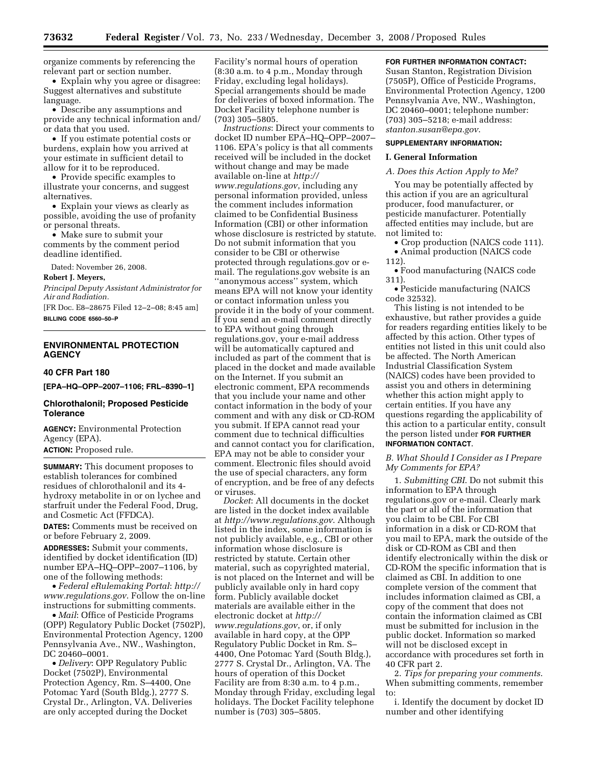organize comments by referencing the relevant part or section number.

- Explain why you agree or disagree: Suggest alternatives and substitute language.
- Describe any assumptions and provide any technical information and/or data that you used.
- If you estimate potential costs or burdens, explain how you arrived at your estimate in sufficient detail to allow for it to be reproduced.
- Provide specific examples to illustrate your concerns, and suggest alternatives.
- Explain your views as clearly as possible, avoiding the use of profanity or personal threats.
- Make sure to submit your comments by the comment period deadline identified.

Dated: November 26, 2008.

**Robert J. Meyers,**

*Principal Deputy Assistant Administrator for Air and Radiation.*

[FR Doc. E8–28675 Filed 12–2–08; 8:45 am]

**BILLING CODE 6560–50–P**

---

## ENVIRONMENTAL PROTECTION AGENCY

### 40 CFR Part 180

**[EPA–HQ–OPP–2007–1106; FRL–8390–1]**

### Chlorothalonil; Proposed Pesticide Tolerance

**AGENCY:** Environmental Protection Agency (EPA).

**ACTION:** Proposed rule.

**SUMMARY:** This document proposes to establish tolerances for combined residues of chlorothalonil and its 4-hydroxy metabolite in or on lychee and starfruit under the Federal Food, Drug, and Cosmetic Act (FFDCA).

**DATES:** Comments must be received on or before February 2, 2009.

**ADDRESSES:** Submit your comments, identified by docket identification (ID) number EPA–HQ–OPP–2007–1106, by one of the following methods:

- *Federal eRulemaking Portal*: *http://www.regulations.gov*. Follow the on-line instructions for submitting comments.
- *Mail*: Office of Pesticide Programs (OPP) Regulatory Public Docket (7502P), Environmental Protection Agency, 1200 Pennsylvania Ave., NW., Washington, DC 20460–0001.
- *Delivery*: OPP Regulatory Public Docket (7502P), Environmental Protection Agency, Rm. S–4400, One Potomac Yard (South Bldg.), 2777 S. Crystal Dr., Arlington, VA. Deliveries are only accepted during the Docket Facility's normal hours of operation (8:30 a.m. to 4 p.m., Monday through Friday, excluding legal holidays). Special arrangements should be made for deliveries of boxed information. The Docket Facility telephone number is (703) 305–5805.

*Instructions*: Direct your comments to docket ID number EPA–HQ–OPP–2007–1106. EPA's policy is that all comments received will be included in the docket without change and may be made available on-line at *http://www.regulations.gov*, including any personal information provided, unless the comment includes information claimed to be Confidential Business Information (CBI) or other information whose disclosure is restricted by statute. Do not submit information that you consider to be CBI or otherwise protected through regulations.gov or e-mail. The regulations.gov website is an ''anonymous access'' system, which means EPA will not know your identity or contact information unless you provide it in the body of your comment. If you send an e-mail comment directly to EPA without going through regulations.gov, your e-mail address will be automatically captured and included as part of the comment that is placed in the docket and made available on the Internet. If you submit an electronic comment, EPA recommends that you include your name and other contact information in the body of your comment and with any disk or CD-ROM you submit. If EPA cannot read your comment due to technical difficulties and cannot contact you for clarification, EPA may not be able to consider your comment. Electronic files should avoid the use of special characters, any form of encryption, and be free of any defects or viruses.

*Docket*: All documents in the docket are listed in the docket index available at *http://www.regulations.gov*. Although listed in the index, some information is not publicly available, e.g., CBI or other information whose disclosure is restricted by statute. Certain other material, such as copyrighted material, is not placed on the Internet and will be publicly available only in hard copy form. Publicly available docket materials are available either in the electronic docket at *http://www.regulations.gov*, or, if only available in hard copy, at the OPP Regulatory Public Docket in Rm. S–4400, One Potomac Yard (South Bldg.), 2777 S. Crystal Dr., Arlington, VA. The hours of operation of this Docket Facility are from 8:30 a.m. to 4 p.m., Monday through Friday, excluding legal holidays. The Docket Facility telephone number is (703) 305–5805.

**FOR FURTHER INFORMATION CONTACT:** Susan Stanton, Registration Division (7505P), Office of Pesticide Programs, Environmental Protection Agency, 1200 Pennsylvania Ave, NW., Washington, DC 20460–0001; telephone number: (703) 305–5218; e-mail address: *stanton.susan@epa.gov*.

**SUPPLEMENTARY INFORMATION:**

#### I. General Information

*A. Does this Action Apply to Me?*

You may be potentially affected by this action if you are an agricultural producer, food manufacturer, or pesticide manufacturer. Potentially affected entities may include, but are not limited to:

- Crop production (NAICS code 111).
- Animal production (NAICS code 112).
- Food manufacturing (NAICS code 311).
- Pesticide manufacturing (NAICS code 32532).

This listing is not intended to be exhaustive, but rather provides a guide for readers regarding entities likely to be affected by this action. Other types of entities not listed in this unit could also be affected. The North American Industrial Classification System (NAICS) codes have been provided to assist you and others in determining whether this action might apply to certain entities. If you have any questions regarding the applicability of this action to a particular entity, consult the person listed under **FOR FURTHER INFORMATION CONTACT**.

*B. What Should I Consider as I Prepare My Comments for EPA?*

1. *Submitting CBI*. Do not submit this information to EPA through regulations.gov or e-mail. Clearly mark the part or all of the information that you claim to be CBI. For CBI information in a disk or CD-ROM that you mail to EPA, mark the outside of the disk or CD-ROM as CBI and then identify electronically within the disk or CD-ROM the specific information that is claimed as CBI. In addition to one complete version of the comment that includes information claimed as CBI, a copy of the comment that does not contain the information claimed as CBI must be submitted for inclusion in the public docket. Information so marked will not be disclosed except in accordance with procedures set forth in 40 CFR part 2.

2. *Tips for preparing your comments*. When submitting comments, remember to:

i. Identify the document by docket ID number and other identifying